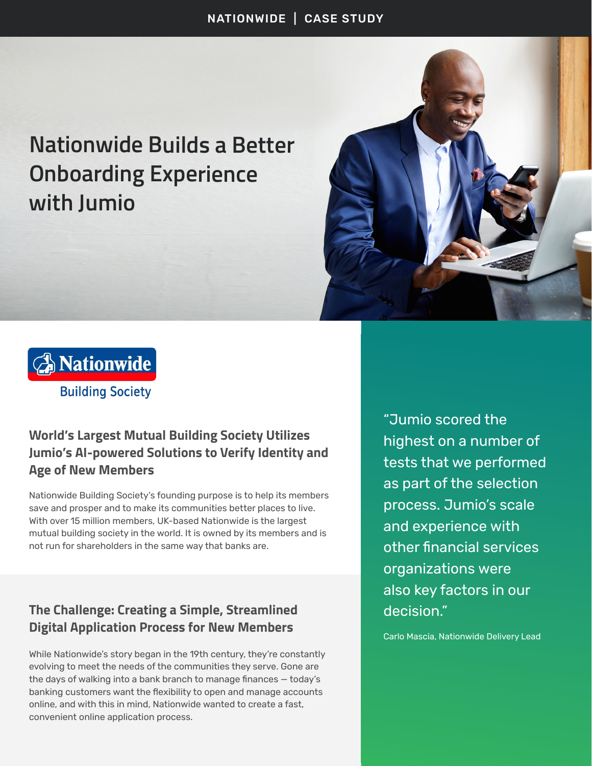# Nationwide Builds a Better Onboarding Experience with Jumio

Nationwide Building Society

## World's Largest Mutual Building Society Utilizes Jumio's AI-powered Solutions to Verify Identity and Age of New Members

Nationwide Building Society's founding purpose is to help its members save and prosper and to make its communities better places to live. With over 15 million members, UK-based Nationwide is the largest mutual building society in the world. It is owned by its members and is not run for shareholders in the same way that banks are.

## The Challenge: Creating a Simple, Streamlined Digital Application Process for New Members

While Nationwide's story began in the 19th century, they're constantly evolving to meet the needs of the communities they serve. Gone are the days of walking into a bank branch to manage finances — today's banking customers want the flexibility to open and manage accounts online, and with this in mind, Nationwide wanted to create a fast, convenient online application process.

> "Jumio scored the highest on a number of tests that we performed as part of the selection process. Jumio's scale and experience with other financial services organizations were also key factors in our decision."
>
> Carlo Mascia, Nationwide Delivery Lead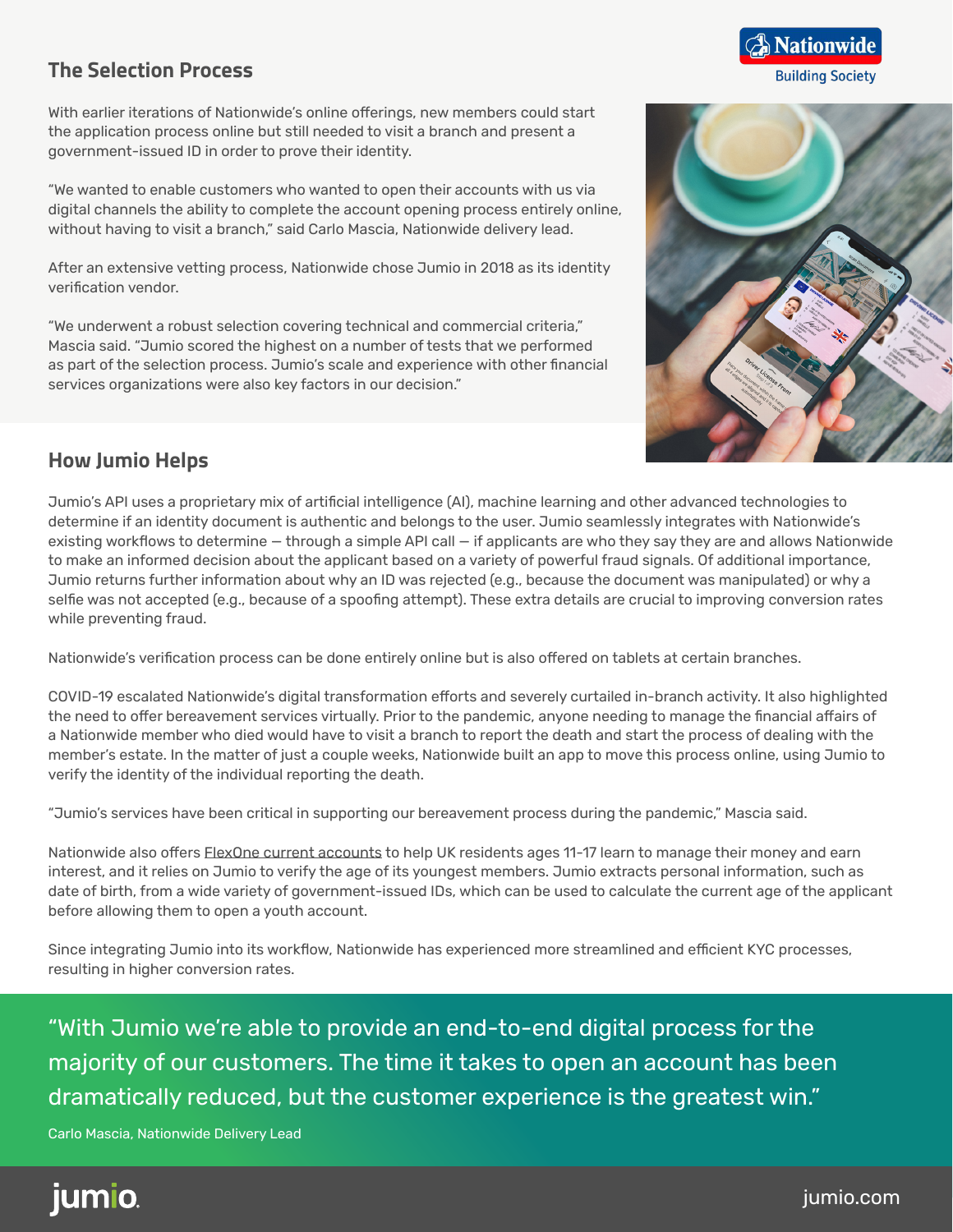## The Selection Process

With earlier iterations of Nationwide's online offerings, new members could start the application process online but still needed to visit a branch and present a government-issued ID in order to prove their identity.

"We wanted to enable customers who wanted to open their accounts with us via digital channels the ability to complete the account opening process entirely online, without having to visit a branch," said Carlo Mascia, Nationwide delivery lead.

After an extensive vetting process, Nationwide chose Jumio in 2018 as its identity verification vendor.

"We underwent a robust selection covering technical and commercial criteria," Mascia said. "Jumio scored the highest on a number of tests that we performed as part of the selection process. Jumio's scale and experience with other financial services organizations were also key factors in our decision."

## How Jumio Helps

Jumio's API uses a proprietary mix of artificial intelligence (AI), machine learning and other advanced technologies to determine if an identity document is authentic and belongs to the user. Jumio seamlessly integrates with Nationwide's existing workflows to determine — through a simple API call — if applicants are who they say they are and allows Nationwide to make an informed decision about the applicant based on a variety of powerful fraud signals. Of additional importance, Jumio returns further information about why an ID was rejected (e.g., because the document was manipulated) or why a selfie was not accepted (e.g., because of a spoofing attempt). These extra details are crucial to improving conversion rates while preventing fraud.

Nationwide's verification process can be done entirely online but is also offered on tablets at certain branches.

COVID-19 escalated Nationwide's digital transformation efforts and severely curtailed in-branch activity. It also highlighted the need to offer bereavement services virtually. Prior to the pandemic, anyone needing to manage the financial affairs of a Nationwide member who died would have to visit a branch to report the death and start the process of dealing with the member's estate. In the matter of just a couple weeks, Nationwide built an app to move this process online, using Jumio to verify the identity of the individual reporting the death.

"Jumio's services have been critical in supporting our bereavement process during the pandemic," Mascia said.

Nationwide also offers FlexOne current accounts to help UK residents ages 11-17 learn to manage their money and earn interest, and it relies on Jumio to verify the age of its youngest members. Jumio extracts personal information, such as date of birth, from a wide variety of government-issued IDs, which can be used to calculate the current age of the applicant before allowing them to open a youth account.

Since integrating Jumio into its workflow, Nationwide has experienced more streamlined and efficient KYC processes, resulting in higher conversion rates.

> "With Jumio we're able to provide an end-to-end digital process for the majority of our customers. The time it takes to open an account has been dramatically reduced, but the customer experience is the greatest win."
>
> Carlo Mascia, Nationwide Delivery Lead